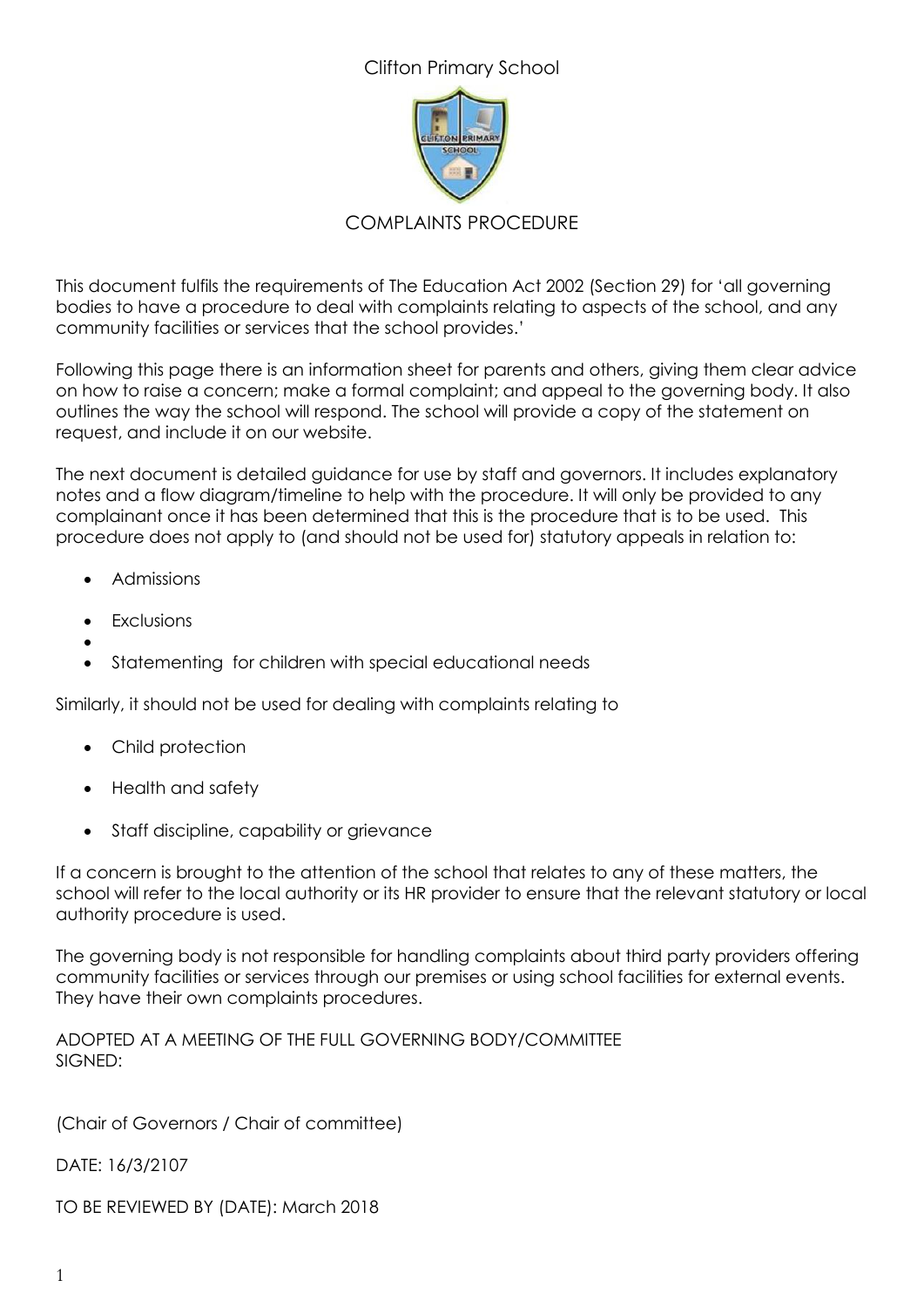Clifton Primary School

COMPLAINTS PROCEDURE

This document fulfils the requirements of The Education Act 2002 (Section 29) for 'all governing bodies to have a procedure to deal with complaints relating to aspects of the school, and any community facilities or services that the school provides.'

Following this page there is an information sheet for parents and others, giving them clear advice on how to raise a concern; make a formal complaint; and appeal to the governing body. It also outlines the way the school will respond. The school will provide a copy of the statement on request, and include it on our website.

The next document is detailed guidance for use by staff and governors. It includes explanatory notes and a flow diagram/timeline to help with the procedure. It will only be provided to any complainant once it has been determined that this is the procedure that is to be used. This procedure does not apply to (and should not be used for) statutory appeals in relation to:

- Admissions
- Exclusions
- 
- Statementing for children with special educational needs

Similarly, it should not be used for dealing with complaints relating to

- Child protection
- Health and safety
- Staff discipline, capability or grievance

If a concern is brought to the attention of the school that relates to any of these matters, the school will refer to the local authority or its HR provider to ensure that the relevant statutory or local authority procedure is used.

The governing body is not responsible for handling complaints about third party providers offering community facilities or services through our premises or using school facilities for external events. They have their own complaints procedures.

ADOPTED AT A MEETING OF THE FULL GOVERNING BODY/COMMITTEE
SIGNED:

(Chair of Governors / Chair of committee)

DATE: 16/3/2107

TO BE REVIEWED BY (DATE): March 2018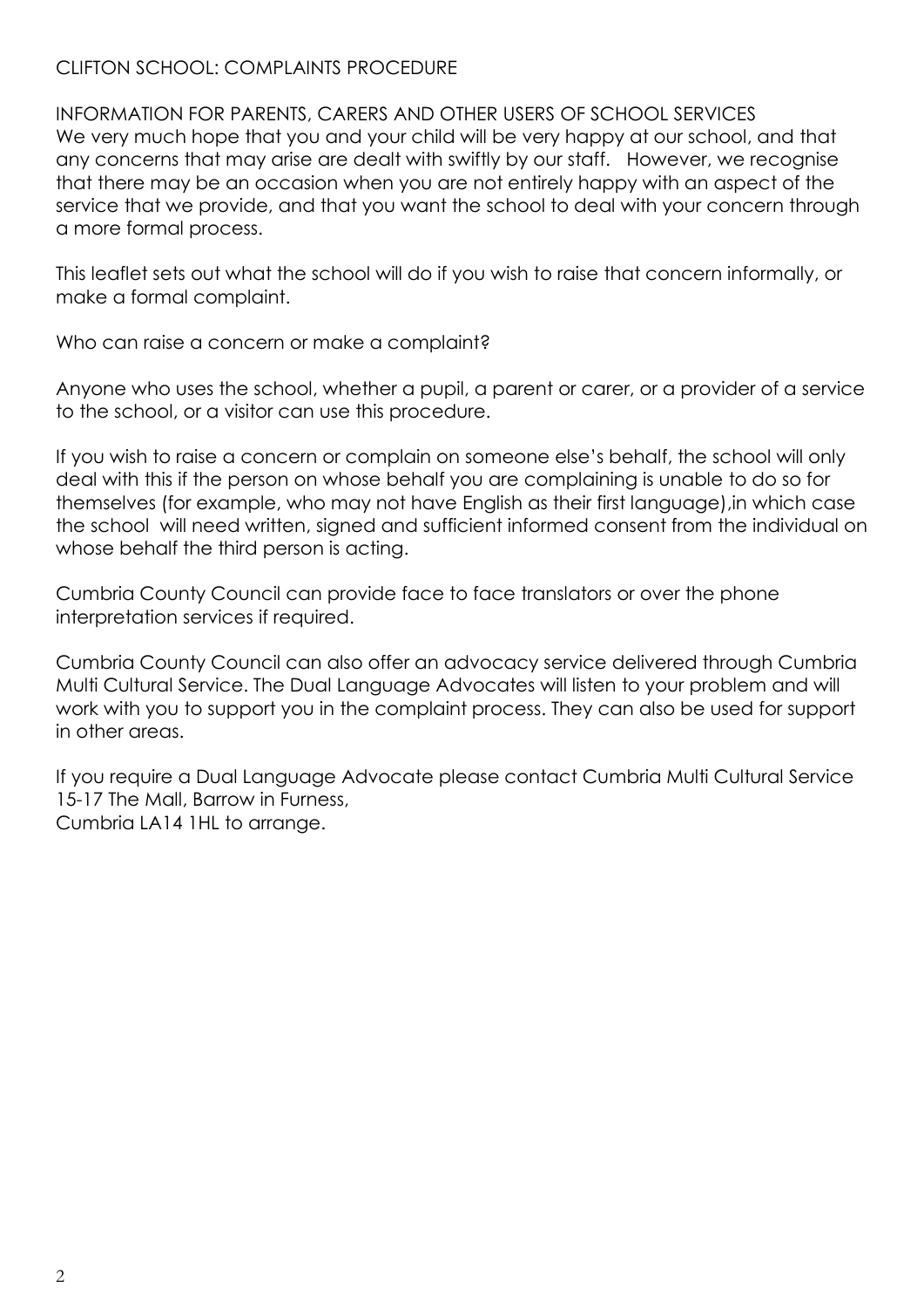# CLIFTON SCHOOL: COMPLAINTS PROCEDURE

## INFORMATION FOR PARENTS, CARERS AND OTHER USERS OF SCHOOL SERVICES

We very much hope that you and your child will be very happy at our school, and that any concerns that may arise are dealt with swiftly by our staff. However, we recognise that there may be an occasion when you are not entirely happy with an aspect of the service that we provide, and that you want the school to deal with your concern through a more formal process.

This leaflet sets out what the school will do if you wish to raise that concern informally, or make a formal complaint.

### Who can raise a concern or make a complaint?

Anyone who uses the school, whether a pupil, a parent or carer, or a provider of a service to the school, or a visitor can use this procedure.

If you wish to raise a concern or complain on someone else's behalf, the school will only deal with this if the person on whose behalf you are complaining is unable to do so for themselves (for example, who may not have English as their first language),in which case the school will need written, signed and sufficient informed consent from the individual on whose behalf the third person is acting.

Cumbria County Council can provide face to face translators or over the phone interpretation services if required.

Cumbria County Council can also offer an advocacy service delivered through Cumbria Multi Cultural Service. The Dual Language Advocates will listen to your problem and will work with you to support you in the complaint process. They can also be used for support in other areas.

If you require a Dual Language Advocate please contact Cumbria Multi Cultural Service
15-17 The Mall, Barrow in Furness,
Cumbria LA14 1HL to arrange.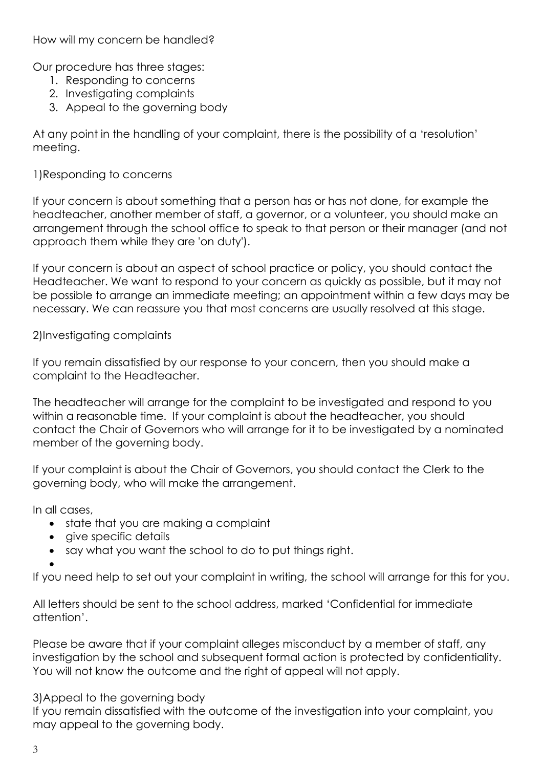How will my concern be handled?

Our procedure has three stages:

1. Responding to concerns
2. Investigating complaints
3. Appeal to the governing body

At any point in the handling of your complaint, there is the possibility of a 'resolution' meeting.

1)Responding to concerns

If your concern is about something that a person has or has not done, for example the headteacher, another member of staff, a governor, or a volunteer, you should make an arrangement through the school office to speak to that person or their manager (and not approach them while they are 'on duty').

If your concern is about an aspect of school practice or policy, you should contact the Headteacher. We want to respond to your concern as quickly as possible, but it may not be possible to arrange an immediate meeting; an appointment within a few days may be necessary. We can reassure you that most concerns are usually resolved at this stage.

2)Investigating complaints

If you remain dissatisfied by our response to your concern, then you should make a complaint to the Headteacher.

The headteacher will arrange for the complaint to be investigated and respond to you within a reasonable time. If your complaint is about the headteacher, you should contact the Chair of Governors who will arrange for it to be investigated by a nominated member of the governing body.

If your complaint is about the Chair of Governors, you should contact the Clerk to the governing body, who will make the arrangement.

In all cases,

- state that you are making a complaint
- give specific details
- say what you want the school to do to put things right.

If you need help to set out your complaint in writing, the school will arrange for this for you.

All letters should be sent to the school address, marked 'Confidential for immediate attention'.

Please be aware that if your complaint alleges misconduct by a member of staff, any investigation by the school and subsequent formal action is protected by confidentiality. You will not know the outcome and the right of appeal will not apply.

3)Appeal to the governing body

If you remain dissatisfied with the outcome of the investigation into your complaint, you may appeal to the governing body.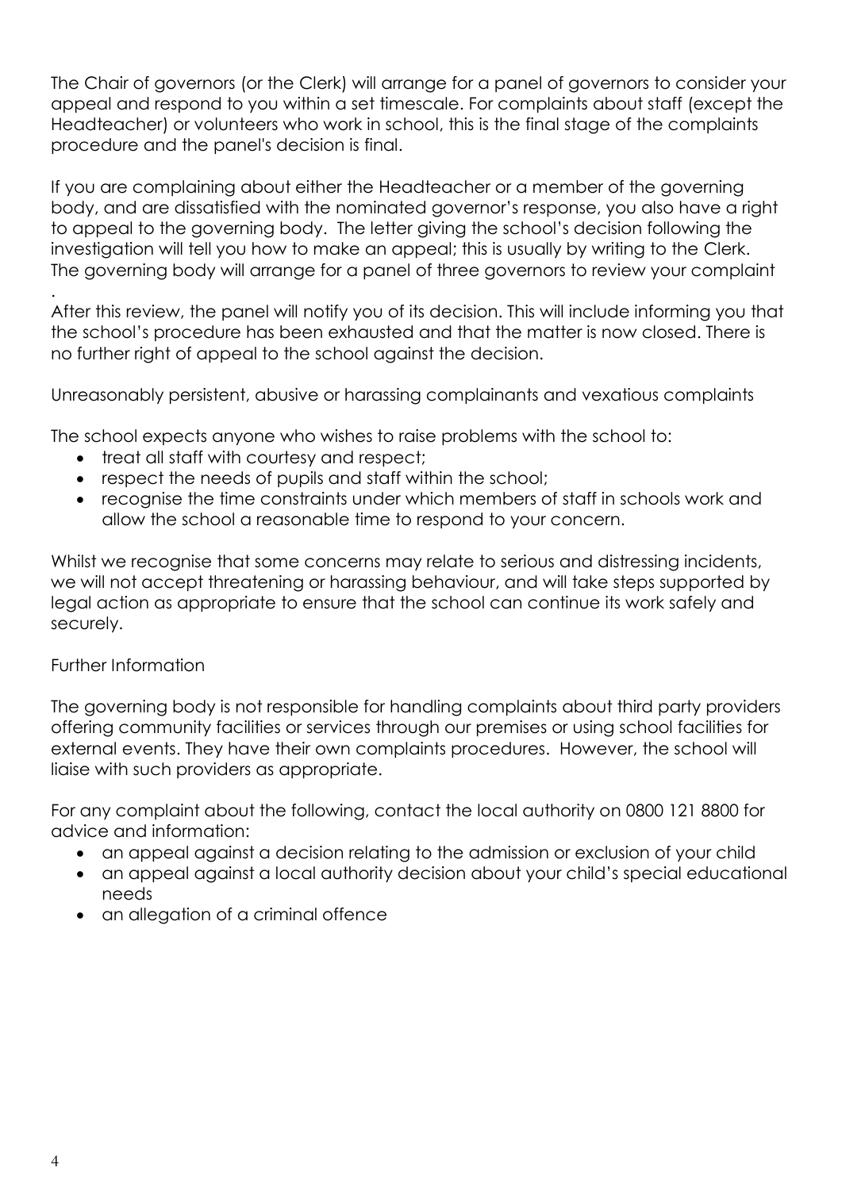The Chair of governors (or the Clerk) will arrange for a panel of governors to consider your appeal and respond to you within a set timescale. For complaints about staff (except the Headteacher) or volunteers who work in school, this is the final stage of the complaints procedure and the panel's decision is final.

If you are complaining about either the Headteacher or a member of the governing body, and are dissatisfied with the nominated governor's response, you also have a right to appeal to the governing body. The letter giving the school's decision following the investigation will tell you how to make an appeal; this is usually by writing to the Clerk. The governing body will arrange for a panel of three governors to review your complaint .

After this review, the panel will notify you of its decision. This will include informing you that the school's procedure has been exhausted and that the matter is now closed. There is no further right of appeal to the school against the decision.

Unreasonably persistent, abusive or harassing complainants and vexatious complaints

The school expects anyone who wishes to raise problems with the school to:

- treat all staff with courtesy and respect;
- respect the needs of pupils and staff within the school;
- recognise the time constraints under which members of staff in schools work and allow the school a reasonable time to respond to your concern.

Whilst we recognise that some concerns may relate to serious and distressing incidents, we will not accept threatening or harassing behaviour, and will take steps supported by legal action as appropriate to ensure that the school can continue its work safely and securely.

Further Information

The governing body is not responsible for handling complaints about third party providers offering community facilities or services through our premises or using school facilities for external events. They have their own complaints procedures. However, the school will liaise with such providers as appropriate.

For any complaint about the following, contact the local authority on 0800 121 8800 for advice and information:

- an appeal against a decision relating to the admission or exclusion of your child
- an appeal against a local authority decision about your child's special educational needs
- an allegation of a criminal offence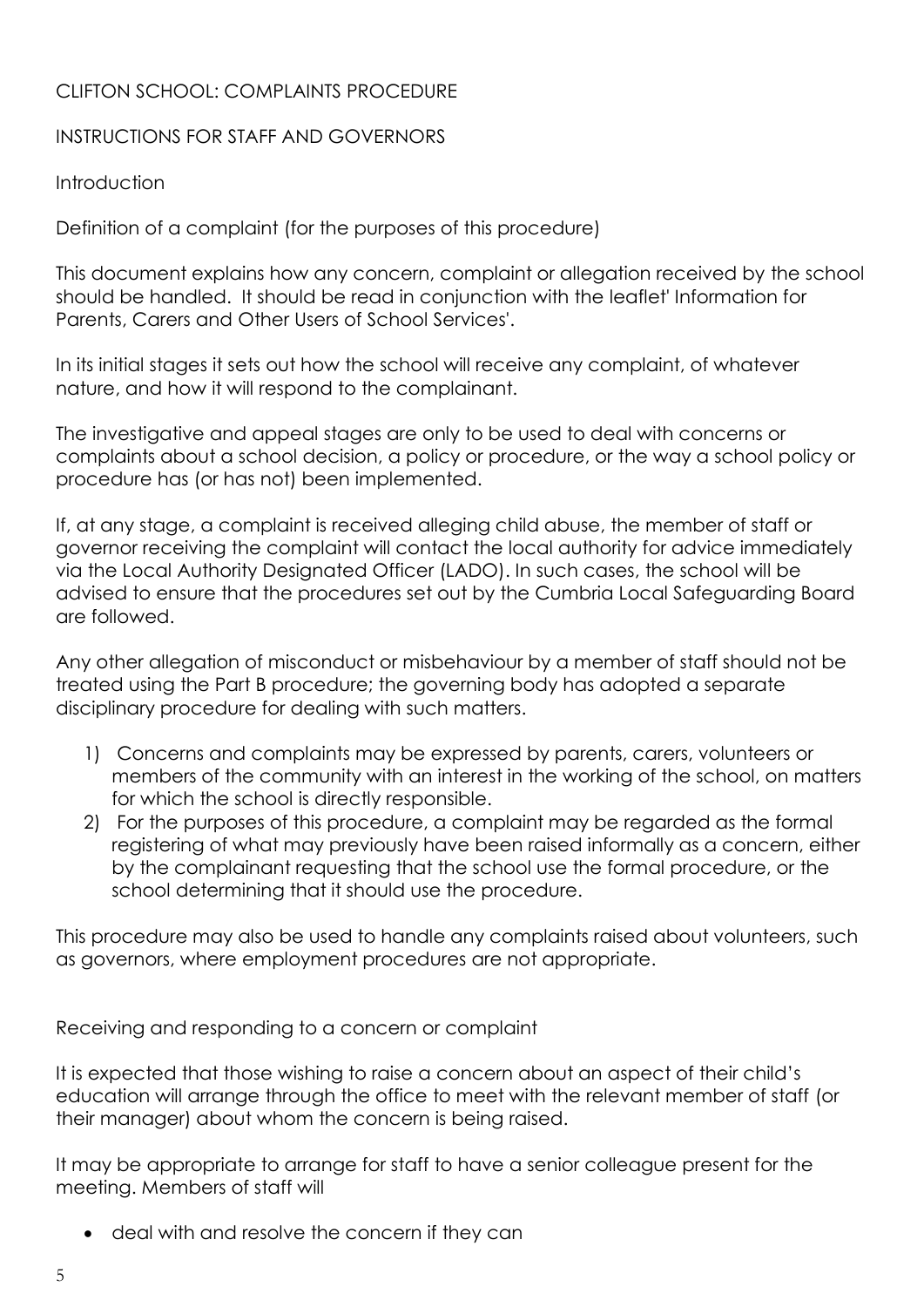# CLIFTON SCHOOL: COMPLAINTS PROCEDURE

## INSTRUCTIONS FOR STAFF AND GOVERNORS

### Introduction

### Definition of a complaint (for the purposes of this procedure)

This document explains how any concern, complaint or allegation received by the school should be handled. It should be read in conjunction with the leaflet' Information for Parents, Carers and Other Users of School Services'.

In its initial stages it sets out how the school will receive any complaint, of whatever nature, and how it will respond to the complainant.

The investigative and appeal stages are only to be used to deal with concerns or complaints about a school decision, a policy or procedure, or the way a school policy or procedure has (or has not) been implemented.

If, at any stage, a complaint is received alleging child abuse, the member of staff or governor receiving the complaint will contact the local authority for advice immediately via the Local Authority Designated Officer (LADO). In such cases, the school will be advised to ensure that the procedures set out by the Cumbria Local Safeguarding Board are followed.

Any other allegation of misconduct or misbehaviour by a member of staff should not be treated using the Part B procedure; the governing body has adopted a separate disciplinary procedure for dealing with such matters.

1) Concerns and complaints may be expressed by parents, carers, volunteers or members of the community with an interest in the working of the school, on matters for which the school is directly responsible.
2) For the purposes of this procedure, a complaint may be regarded as the formal registering of what may previously have been raised informally as a concern, either by the complainant requesting that the school use the formal procedure, or the school determining that it should use the procedure.

This procedure may also be used to handle any complaints raised about volunteers, such as governors, where employment procedures are not appropriate.

### Receiving and responding to a concern or complaint

It is expected that those wishing to raise a concern about an aspect of their child's education will arrange through the office to meet with the relevant member of staff (or their manager) about whom the concern is being raised.

It may be appropriate to arrange for staff to have a senior colleague present for the meeting. Members of staff will

- deal with and resolve the concern if they can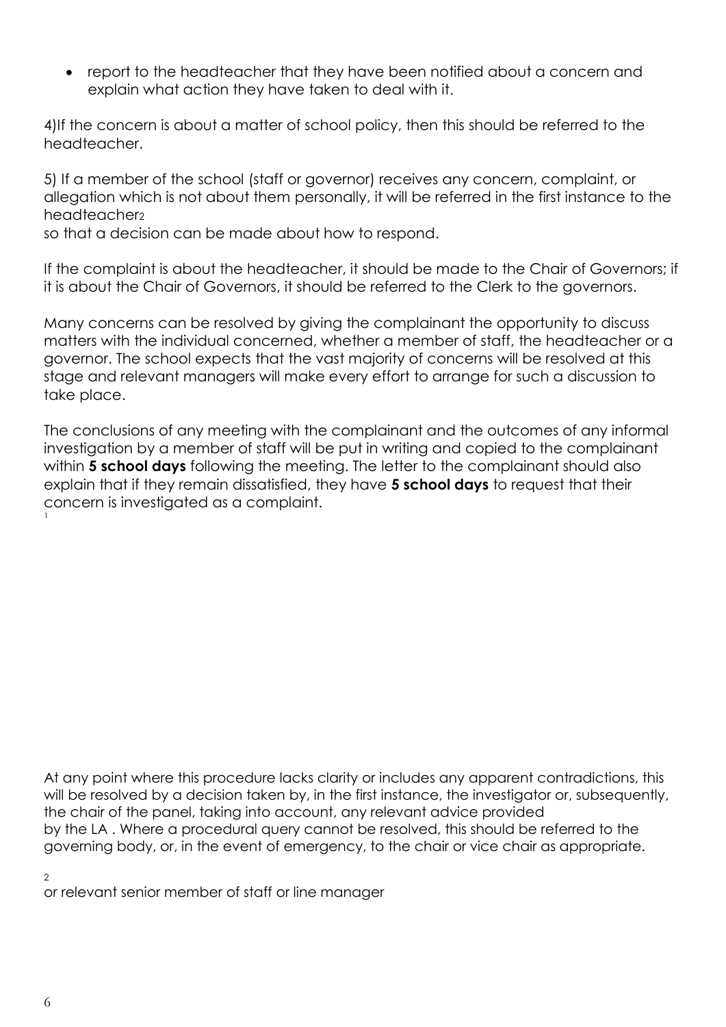- report to the headteacher that they have been notified about a concern and explain what action they have taken to deal with it.

4)If the concern is about a matter of school policy, then this should be referred to the headteacher.

5) If a member of the school (staff or governor) receives any concern, complaint, or allegation which is not about them personally, it will be referred in the first instance to the headteacher[2] so that a decision can be made about how to respond.

If the complaint is about the headteacher, it should be made to the Chair of Governors; if it is about the Chair of Governors, it should be referred to the Clerk to the governors.

Many concerns can be resolved by giving the complainant the opportunity to discuss matters with the individual concerned, whether a member of staff, the headteacher or a governor. The school expects that the vast majority of concerns will be resolved at this stage and relevant managers will make every effort to arrange for such a discussion to take place.

The conclusions of any meeting with the complainant and the outcomes of any informal investigation by a member of staff will be put in writing and copied to the complainant within **5 school days** following the meeting. The letter to the complainant should also explain that if they remain dissatisfied, they have **5 school days** to request that their concern is investigated as a complaint.

[1] At any point where this procedure lacks clarity or includes any apparent contradictions, this will be resolved by a decision taken by, in the first instance, the investigator or, subsequently, the chair of the panel, taking into account, any relevant advice provided by the LA . Where a procedural query cannot be resolved, this should be referred to the governing body, or, in the event of emergency, to the chair or vice chair as appropriate.

[2] or relevant senior member of staff or line manager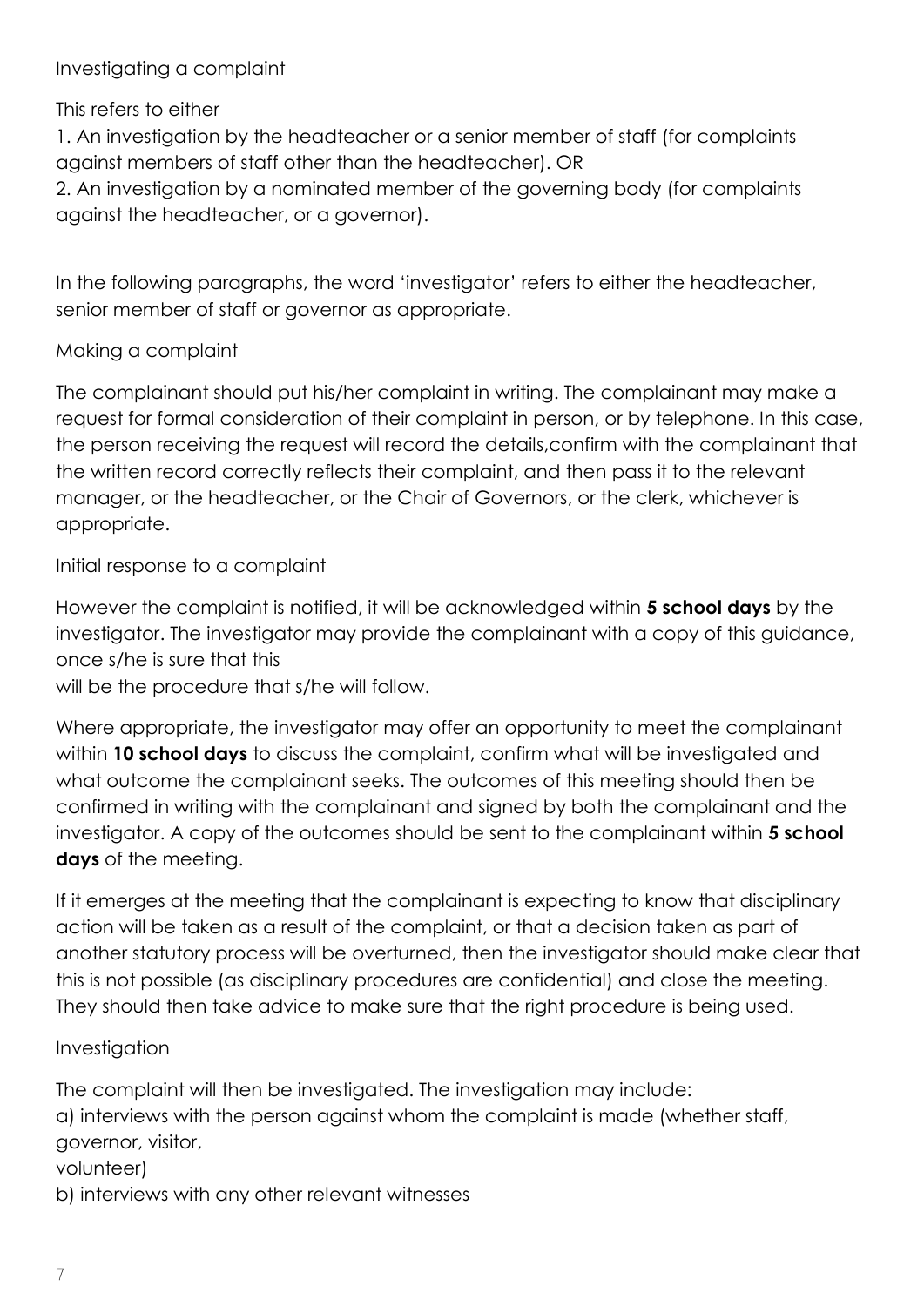## Investigating a complaint

This refers to either

1. An investigation by the headteacher or a senior member of staff (for complaints against members of staff other than the headteacher). OR
2. An investigation by a nominated member of the governing body (for complaints against the headteacher, or a governor).

In the following paragraphs, the word 'investigator' refers to either the headteacher, senior member of staff or governor as appropriate.

## Making a complaint

The complainant should put his/her complaint in writing. The complainant may make a request for formal consideration of their complaint in person, or by telephone. In this case, the person receiving the request will record the details,confirm with the complainant that the written record correctly reflects their complaint, and then pass it to the relevant manager, or the headteacher, or the Chair of Governors, or the clerk, whichever is appropriate.

## Initial response to a complaint

However the complaint is notified, it will be acknowledged within **5 school days** by the investigator. The investigator may provide the complainant with a copy of this guidance, once s/he is sure that this
will be the procedure that s/he will follow.

Where appropriate, the investigator may offer an opportunity to meet the complainant within **10 school days** to discuss the complaint, confirm what will be investigated and what outcome the complainant seeks. The outcomes of this meeting should then be confirmed in writing with the complainant and signed by both the complainant and the investigator. A copy of the outcomes should be sent to the complainant within **5 school days** of the meeting.

If it emerges at the meeting that the complainant is expecting to know that disciplinary action will be taken as a result of the complaint, or that a decision taken as part of another statutory process will be overturned, then the investigator should make clear that this is not possible (as disciplinary procedures are confidential) and close the meeting. They should then take advice to make sure that the right procedure is being used.

## Investigation

The complaint will then be investigated. The investigation may include:

a) interviews with the person against whom the complaint is made (whether staff, governor, visitor,
volunteer)

b) interviews with any other relevant witnesses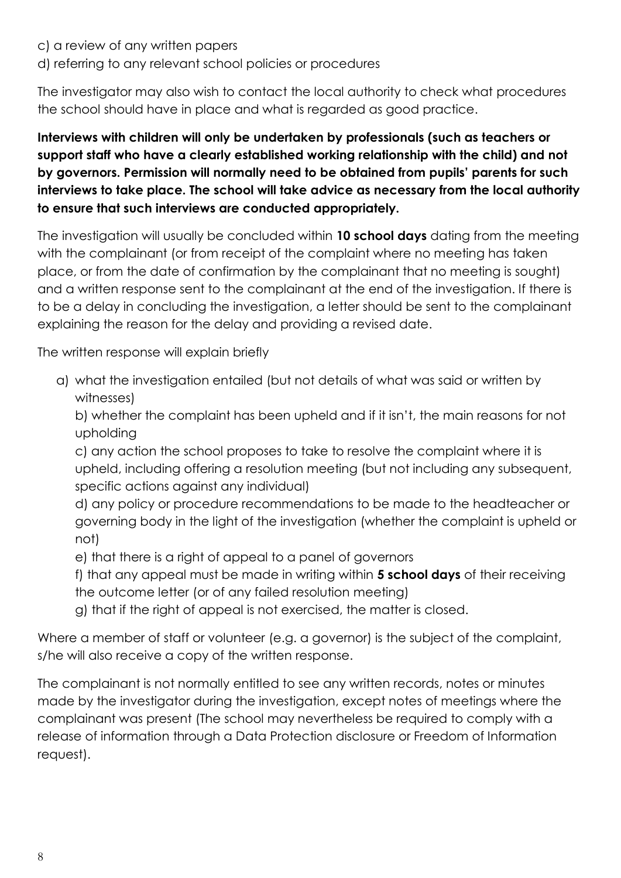c) a review of any written papers

d) referring to any relevant school policies or procedures

The investigator may also wish to contact the local authority to check what procedures the school should have in place and what is regarded as good practice.

**Interviews with children will only be undertaken by professionals (such as teachers or support staff who have a clearly established working relationship with the child) and not by governors. Permission will normally need to be obtained from pupils' parents for such interviews to take place. The school will take advice as necessary from the local authority to ensure that such interviews are conducted appropriately.**

The investigation will usually be concluded within **10 school days** dating from the meeting with the complainant (or from receipt of the complaint where no meeting has taken place, or from the date of confirmation by the complainant that no meeting is sought) and a written response sent to the complainant at the end of the investigation. If there is to be a delay in concluding the investigation, a letter should be sent to the complainant explaining the reason for the delay and providing a revised date.

The written response will explain briefly

a) what the investigation entailed (but not details of what was said or written by witnesses)

b) whether the complaint has been upheld and if it isn't, the main reasons for not upholding

c) any action the school proposes to take to resolve the complaint where it is upheld, including offering a resolution meeting (but not including any subsequent, specific actions against any individual)

d) any policy or procedure recommendations to be made to the headteacher or governing body in the light of the investigation (whether the complaint is upheld or not)

e) that there is a right of appeal to a panel of governors

f) that any appeal must be made in writing within **5 school days** of their receiving the outcome letter (or of any failed resolution meeting)

g) that if the right of appeal is not exercised, the matter is closed.

Where a member of staff or volunteer (e.g. a governor) is the subject of the complaint, s/he will also receive a copy of the written response.

The complainant is not normally entitled to see any written records, notes or minutes made by the investigator during the investigation, except notes of meetings where the complainant was present (The school may nevertheless be required to comply with a release of information through a Data Protection disclosure or Freedom of Information request).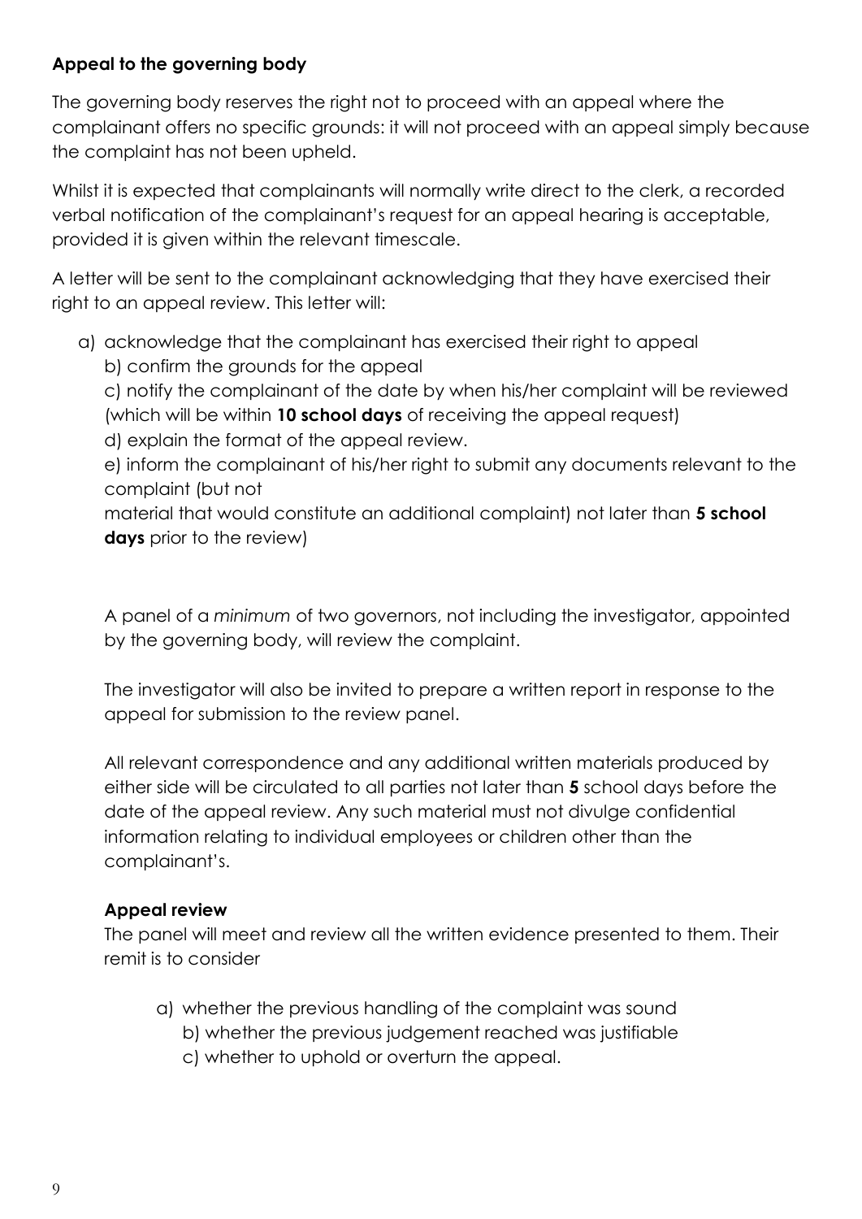**Appeal to the governing body**

The governing body reserves the right not to proceed with an appeal where the complainant offers no specific grounds: it will not proceed with an appeal simply because the complaint has not been upheld.

Whilst it is expected that complainants will normally write direct to the clerk, a recorded verbal notification of the complainant's request for an appeal hearing is acceptable, provided it is given within the relevant timescale.

A letter will be sent to the complainant acknowledging that they have exercised their right to an appeal review. This letter will:

a) acknowledge that the complainant has exercised their right to appeal
b) confirm the grounds for the appeal
c) notify the complainant of the date by when his/her complaint will be reviewed (which will be within **10 school days** of receiving the appeal request)
d) explain the format of the appeal review.
e) inform the complainant of his/her right to submit any documents relevant to the complaint (but not material that would constitute an additional complaint) not later than **5 school days** prior to the review)

A panel of a *minimum* of two governors, not including the investigator, appointed by the governing body, will review the complaint.

The investigator will also be invited to prepare a written report in response to the appeal for submission to the review panel.

All relevant correspondence and any additional written materials produced by either side will be circulated to all parties not later than **5** school days before the date of the appeal review. Any such material must not divulge confidential information relating to individual employees or children other than the complainant's.

**Appeal review**

The panel will meet and review all the written evidence presented to them. Their remit is to consider

a) whether the previous handling of the complaint was sound
b) whether the previous judgement reached was justifiable
c) whether to uphold or overturn the appeal.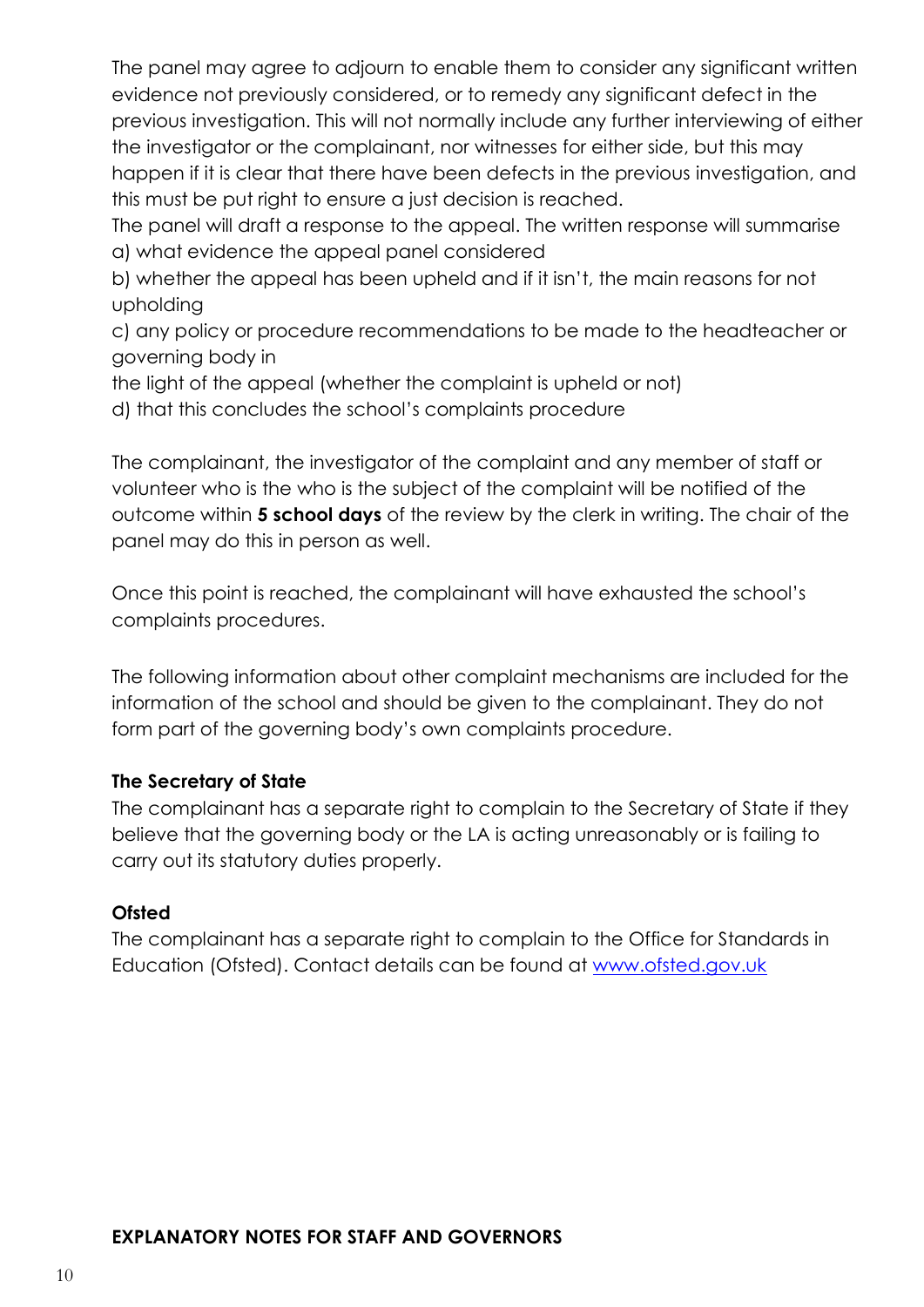The panel may agree to adjourn to enable them to consider any significant written evidence not previously considered, or to remedy any significant defect in the previous investigation. This will not normally include any further interviewing of either the investigator or the complainant, nor witnesses for either side, but this may happen if it is clear that there have been defects in the previous investigation, and this must be put right to ensure a just decision is reached.

The panel will draft a response to the appeal. The written response will summarise

a) what evidence the appeal panel considered

b) whether the appeal has been upheld and if it isn't, the main reasons for not upholding

c) any policy or procedure recommendations to be made to the headteacher or governing body in
the light of the appeal (whether the complaint is upheld or not)

d) that this concludes the school's complaints procedure

The complainant, the investigator of the complaint and any member of staff or volunteer who is the who is the subject of the complaint will be notified of the outcome within **5 school days** of the review by the clerk in writing. The chair of the panel may do this in person as well.

Once this point is reached, the complainant will have exhausted the school's complaints procedures.

The following information about other complaint mechanisms are included for the information of the school and should be given to the complainant. They do not form part of the governing body's own complaints procedure.

**The Secretary of State**

The complainant has a separate right to complain to the Secretary of State if they believe that the governing body or the LA is acting unreasonably or is failing to carry out its statutory duties properly.

**Ofsted**

The complainant has a separate right to complain to the Office for Standards in Education (Ofsted). Contact details can be found at [www.ofsted.gov.uk](http://www.ofsted.gov.uk)

**EXPLANATORY NOTES FOR STAFF AND GOVERNORS**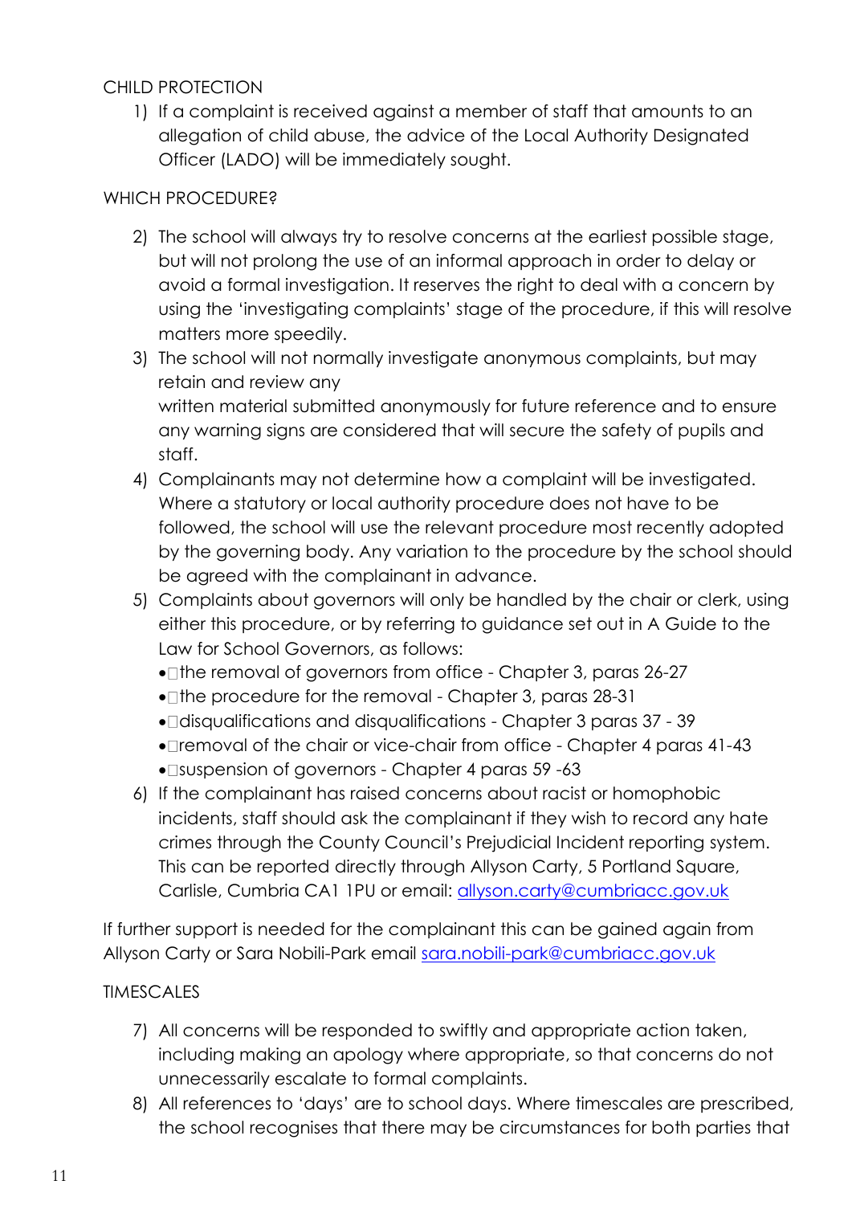CHILD PROTECTION

1) If a complaint is received against a member of staff that amounts to an allegation of child abuse, the advice of the Local Authority Designated Officer (LADO) will be immediately sought.

WHICH PROCEDURE?

2) The school will always try to resolve concerns at the earliest possible stage, but will not prolong the use of an informal approach in order to delay or avoid a formal investigation. It reserves the right to deal with a concern by using the 'investigating complaints' stage of the procedure, if this will resolve matters more speedily.
3) The school will not normally investigate anonymous complaints, but may retain and review any
written material submitted anonymously for future reference and to ensure any warning signs are considered that will secure the safety of pupils and staff.
4) Complainants may not determine how a complaint will be investigated. Where a statutory or local authority procedure does not have to be followed, the school will use the relevant procedure most recently adopted by the governing body. Any variation to the procedure by the school should be agreed with the complainant in advance.
5) Complaints about governors will only be handled by the chair or clerk, using either this procedure, or by referring to guidance set out in A Guide to the Law for School Governors, as follows:
   - the removal of governors from office - Chapter 3, paras 26-27
   - the procedure for the removal - Chapter 3, paras 28-31
   - disqualifications and disqualifications - Chapter 3 paras 37 - 39
   - removal of the chair or vice-chair from office - Chapter 4 paras 41-43
   - suspension of governors - Chapter 4 paras 59 -63
6) If the complainant has raised concerns about racist or homophobic incidents, staff should ask the complainant if they wish to record any hate crimes through the County Council's Prejudicial Incident reporting system. This can be reported directly through Allyson Carty, 5 Portland Square, Carlisle, Cumbria CA1 1PU or email: allyson.carty@cumbriacc.gov.uk

If further support is needed for the complainant this can be gained again from Allyson Carty or Sara Nobili-Park email sara.nobili-park@cumbriacc.gov.uk

TIMESCALES

7) All concerns will be responded to swiftly and appropriate action taken, including making an apology where appropriate, so that concerns do not unnecessarily escalate to formal complaints.
8) All references to 'days' are to school days. Where timescales are prescribed, the school recognises that there may be circumstances for both parties that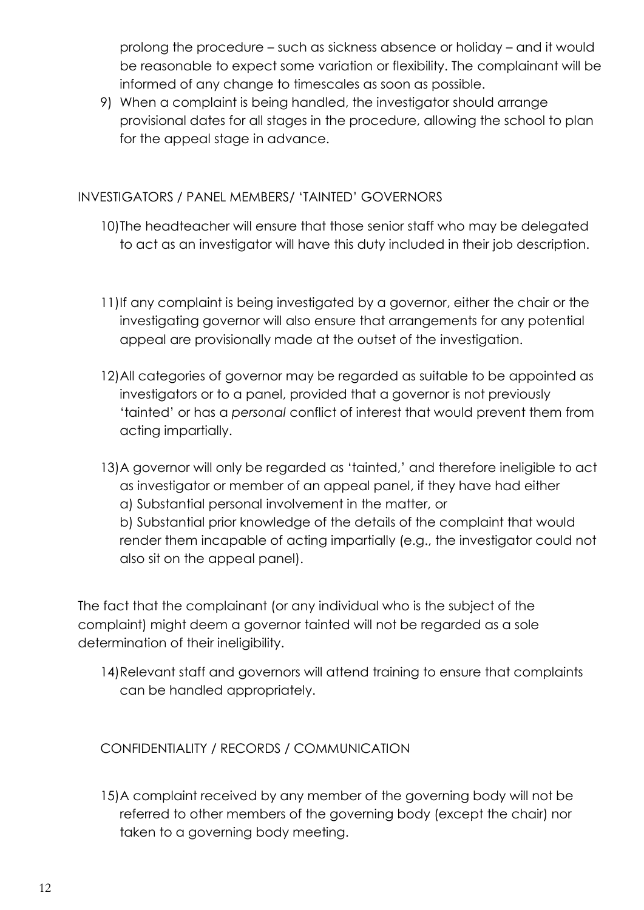prolong the procedure – such as sickness absence or holiday – and it would be reasonable to expect some variation or flexibility. The complainant will be informed of any change to timescales as soon as possible.

9) When a complaint is being handled, the investigator should arrange provisional dates for all stages in the procedure, allowing the school to plan for the appeal stage in advance.

## INVESTIGATORS / PANEL MEMBERS/ 'TAINTED' GOVERNORS

10) The headteacher will ensure that those senior staff who may be delegated to act as an investigator will have this duty included in their job description.

11) If any complaint is being investigated by a governor, either the chair or the investigating governor will also ensure that arrangements for any potential appeal are provisionally made at the outset of the investigation.

12) All categories of governor may be regarded as suitable to be appointed as investigators or to a panel, provided that a governor is not previously 'tainted' or has a *personal* conflict of interest that would prevent them from acting impartially.

13) A governor will only be regarded as 'tainted,' and therefore ineligible to act as investigator or member of an appeal panel, if they have had either
   a) Substantial personal involvement in the matter, or
   b) Substantial prior knowledge of the details of the complaint that would render them incapable of acting impartially (e.g., the investigator could not also sit on the appeal panel).

The fact that the complainant (or any individual who is the subject of the complaint) might deem a governor tainted will not be regarded as a sole determination of their ineligibility.

14) Relevant staff and governors will attend training to ensure that complaints can be handled appropriately.

## CONFIDENTIALITY / RECORDS / COMMUNICATION

15) A complaint received by any member of the governing body will not be referred to other members of the governing body (except the chair) nor taken to a governing body meeting.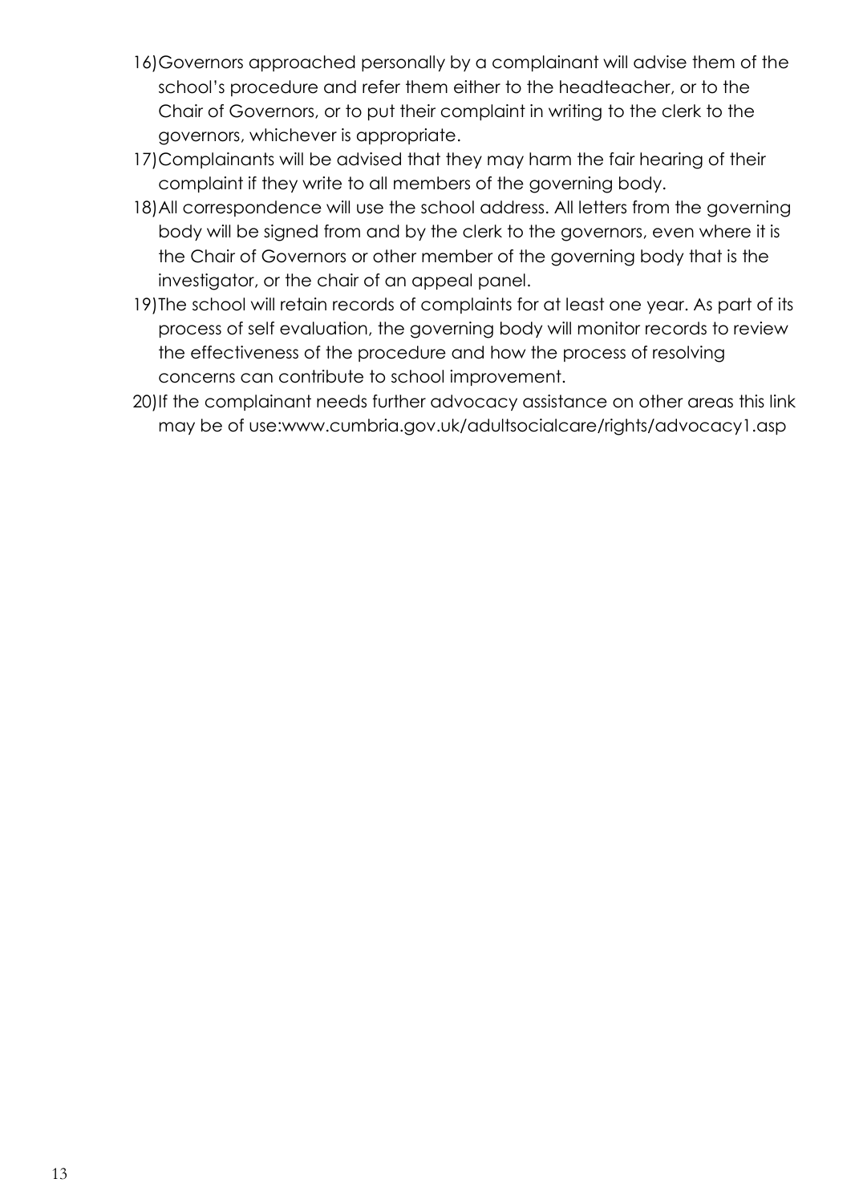16) Governors approached personally by a complainant will advise them of the school's procedure and refer them either to the headteacher, or to the Chair of Governors, or to put their complaint in writing to the clerk to the governors, whichever is appropriate.
17) Complainants will be advised that they may harm the fair hearing of their complaint if they write to all members of the governing body.
18) All correspondence will use the school address. All letters from the governing body will be signed from and by the clerk to the governors, even where it is the Chair of Governors or other member of the governing body that is the investigator, or the chair of an appeal panel.
19) The school will retain records of complaints for at least one year. As part of its process of self evaluation, the governing body will monitor records to review the effectiveness of the procedure and how the process of resolving concerns can contribute to school improvement.
20) If the complainant needs further advocacy assistance on other areas this link may be of use:www.cumbria.gov.uk/adultsocialcare/rights/advocacy1.asp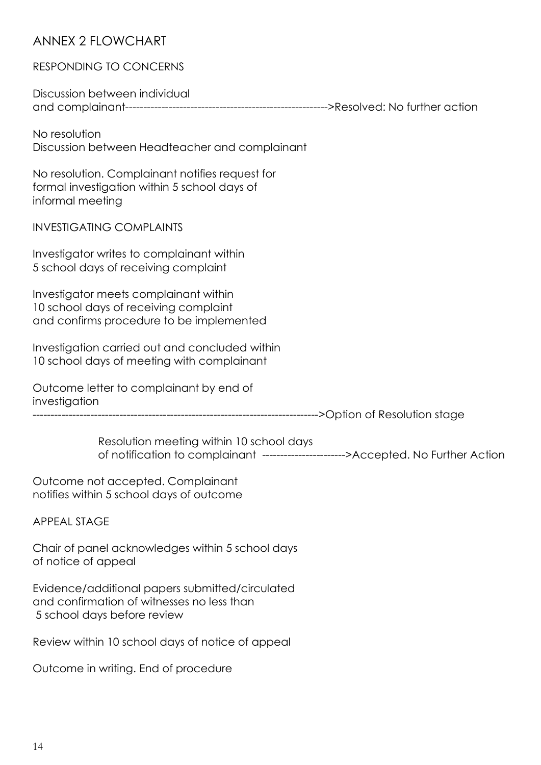## ANNEX 2 FLOWCHART

### RESPONDING TO CONCERNS

Discussion between individual
and complainant------------------------------------------------------->Resolved: No further action

No resolution
Discussion between Headteacher and complainant

No resolution. Complainant notifies request for
formal investigation within 5 school days of
informal meeting

### INVESTIGATING COMPLAINTS

Investigator writes to complainant within
5 school days of receiving complaint

Investigator meets complainant within
10 school days of receiving complaint
and confirms procedure to be implemented

Investigation carried out and concluded within
10 school days of meeting with complainant

Outcome letter to complainant by end of
investigation
------------------------------------------------------------------------------->Option of Resolution stage

Resolution meeting within 10 school days
of notification to complainant ----------------------->Accepted. No Further Action

Outcome not accepted. Complainant
notifies within 5 school days of outcome

### APPEAL STAGE

Chair of panel acknowledges within 5 school days
of notice of appeal

Evidence/additional papers submitted/circulated
and confirmation of witnesses no less than
5 school days before review

Review within 10 school days of notice of appeal

Outcome in writing. End of procedure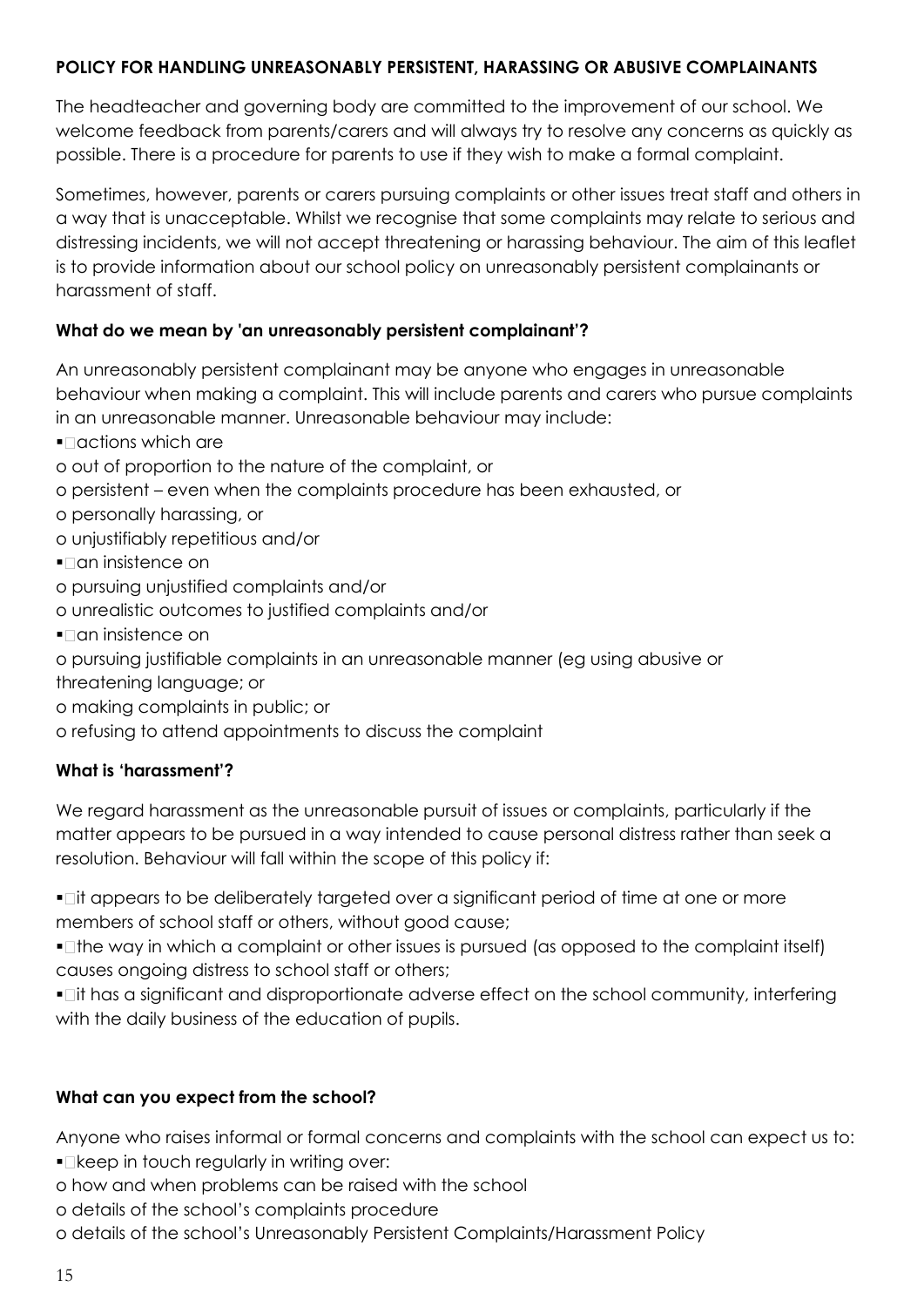**POLICY FOR HANDLING UNREASONABLY PERSISTENT, HARASSING OR ABUSIVE COMPLAINANTS**

The headteacher and governing body are committed to the improvement of our school. We welcome feedback from parents/carers and will always try to resolve any concerns as quickly as possible. There is a procedure for parents to use if they wish to make a formal complaint.

Sometimes, however, parents or carers pursuing complaints or other issues treat staff and others in a way that is unacceptable. Whilst we recognise that some complaints may relate to serious and distressing incidents, we will not accept threatening or harassing behaviour. The aim of this leaflet is to provide information about our school policy on unreasonably persistent complainants or harassment of staff.

**What do we mean by 'an unreasonably persistent complainant'?**

An unreasonably persistent complainant may be anyone who engages in unreasonable behaviour when making a complaint. This will include parents and carers who pursue complaints in an unreasonable manner. Unreasonable behaviour may include:

- actions which are
  - out of proportion to the nature of the complaint, or
  - persistent – even when the complaints procedure has been exhausted, or
  - personally harassing, or
  - unjustifiably repetitious and/or
- an insistence on
  - pursuing unjustified complaints and/or
  - unrealistic outcomes to justified complaints and/or
- an insistence on
  - pursuing justifiable complaints in an unreasonable manner (eg using abusive or threatening language; or
  - making complaints in public; or
  - refusing to attend appointments to discuss the complaint

**What is 'harassment'?**

We regard harassment as the unreasonable pursuit of issues or complaints, particularly if the matter appears to be pursued in a way intended to cause personal distress rather than seek a resolution. Behaviour will fall within the scope of this policy if:

- it appears to be deliberately targeted over a significant period of time at one or more members of school staff or others, without good cause;
- the way in which a complaint or other issues is pursued (as opposed to the complaint itself) causes ongoing distress to school staff or others;
- it has a significant and disproportionate adverse effect on the school community, interfering with the daily business of the education of pupils.

**What can you expect from the school?**

Anyone who raises informal or formal concerns and complaints with the school can expect us to:

- keep in touch regularly in writing over:
  - how and when problems can be raised with the school
  - details of the school's complaints procedure
  - details of the school's Unreasonably Persistent Complaints/Harassment Policy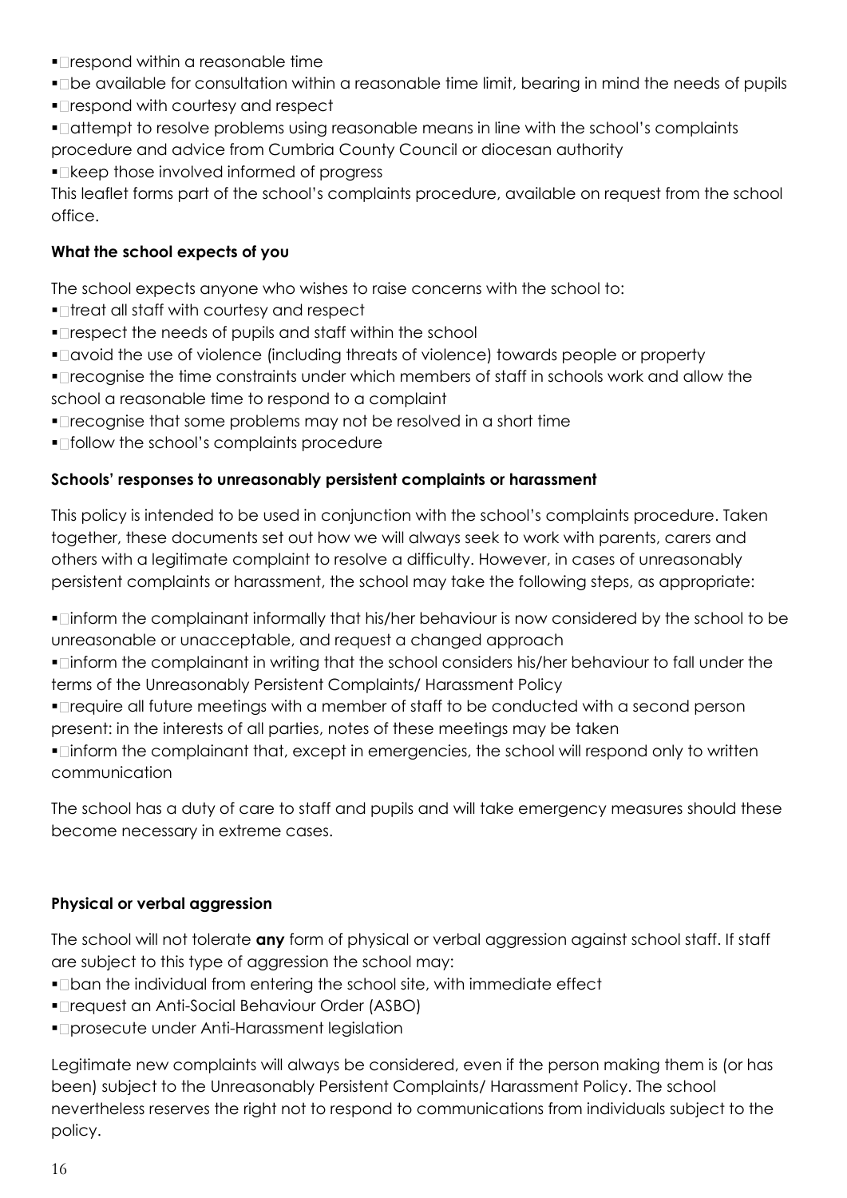- respond within a reasonable time
- be available for consultation within a reasonable time limit, bearing in mind the needs of pupils
- respond with courtesy and respect
- attempt to resolve problems using reasonable means in line with the school's complaints procedure and advice from Cumbria County Council or diocesan authority
- keep those involved informed of progress

This leaflet forms part of the school's complaints procedure, available on request from the school office.

**What the school expects of you**

The school expects anyone who wishes to raise concerns with the school to:

- treat all staff with courtesy and respect
- respect the needs of pupils and staff within the school
- avoid the use of violence (including threats of violence) towards people or property
- recognise the time constraints under which members of staff in schools work and allow the school a reasonable time to respond to a complaint
- recognise that some problems may not be resolved in a short time
- follow the school's complaints procedure

**Schools' responses to unreasonably persistent complaints or harassment**

This policy is intended to be used in conjunction with the school's complaints procedure. Taken together, these documents set out how we will always seek to work with parents, carers and others with a legitimate complaint to resolve a difficulty. However, in cases of unreasonably persistent complaints or harassment, the school may take the following steps, as appropriate:

- inform the complainant informally that his/her behaviour is now considered by the school to be unreasonable or unacceptable, and request a changed approach
- inform the complainant in writing that the school considers his/her behaviour to fall under the terms of the Unreasonably Persistent Complaints/ Harassment Policy
- require all future meetings with a member of staff to be conducted with a second person present: in the interests of all parties, notes of these meetings may be taken
- inform the complainant that, except in emergencies, the school will respond only to written communication

The school has a duty of care to staff and pupils and will take emergency measures should these become necessary in extreme cases.

**Physical or verbal aggression**

The school will not tolerate **any** form of physical or verbal aggression against school staff. If staff are subject to this type of aggression the school may:

- ban the individual from entering the school site, with immediate effect
- request an Anti-Social Behaviour Order (ASBO)
- prosecute under Anti-Harassment legislation

Legitimate new complaints will always be considered, even if the person making them is (or has been) subject to the Unreasonably Persistent Complaints/ Harassment Policy. The school nevertheless reserves the right not to respond to communications from individuals subject to the policy.